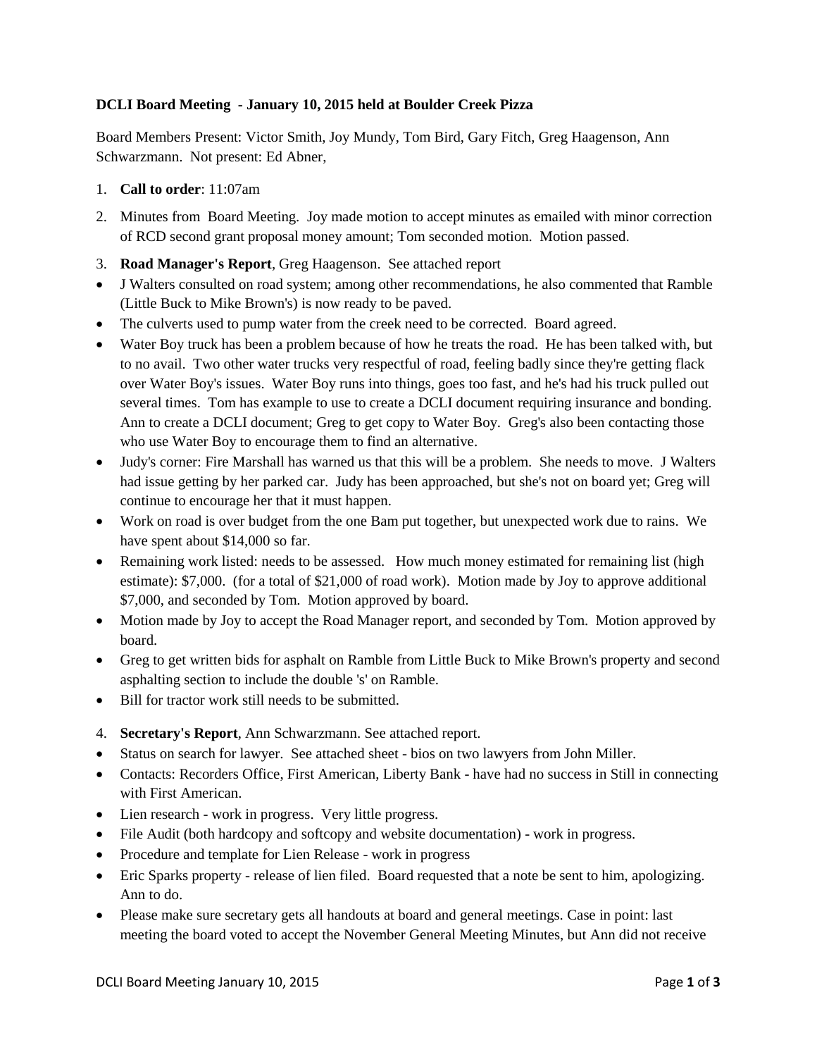**DCLI Board Meeting - January 10, 2015 held at Boulder Creek Pizza**

Board Members Present: Victor Smith, Joy Mundy, Tom Bird, Gary Fitch, Greg Haagenson, Ann Schwarzmann. Not present: Ed Abner,

1. **Call to order**: 11:07am
2. Minutes from Board Meeting. Joy made motion to accept minutes as emailed with minor correction of RCD second grant proposal money amount; Tom seconded motion. Motion passed.
3. **Road Manager's Report**, Greg Haagenson. See attached report

- J Walters consulted on road system; among other recommendations, he also commented that Ramble (Little Buck to Mike Brown's) is now ready to be paved.
- The culverts used to pump water from the creek need to be corrected. Board agreed.
- Water Boy truck has been a problem because of how he treats the road. He has been talked with, but to no avail. Two other water trucks very respectful of road, feeling badly since they're getting flack over Water Boy's issues. Water Boy runs into things, goes too fast, and he's had his truck pulled out several times. Tom has example to use to create a DCLI document requiring insurance and bonding. Ann to create a DCLI document; Greg to get copy to Water Boy. Greg's also been contacting those who use Water Boy to encourage them to find an alternative.
- Judy's corner: Fire Marshall has warned us that this will be a problem. She needs to move. J Walters had issue getting by her parked car. Judy has been approached, but she's not on board yet; Greg will continue to encourage her that it must happen.
- Work on road is over budget from the one Bam put together, but unexpected work due to rains. We have spent about $14,000 so far.
- Remaining work listed: needs to be assessed. How much money estimated for remaining list (high estimate): $7,000. (for a total of $21,000 of road work). Motion made by Joy to approve additional $7,000, and seconded by Tom. Motion approved by board.
- Motion made by Joy to accept the Road Manager report, and seconded by Tom. Motion approved by board.
- Greg to get written bids for asphalt on Ramble from Little Buck to Mike Brown's property and second asphalting section to include the double 's' on Ramble.
- Bill for tractor work still needs to be submitted.

4. **Secretary's Report**, Ann Schwarzmann. See attached report.

- Status on search for lawyer. See attached sheet - bios on two lawyers from John Miller.
- Contacts: Recorders Office, First American, Liberty Bank - have had no success in Still in connecting with First American.
- Lien research - work in progress. Very little progress.
- File Audit (both hardcopy and softcopy and website documentation) - work in progress.
- Procedure and template for Lien Release - work in progress
- Eric Sparks property - release of lien filed. Board requested that a note be sent to him, apologizing. Ann to do.
- Please make sure secretary gets all handouts at board and general meetings. Case in point: last meeting the board voted to accept the November General Meeting Minutes, but Ann did not receive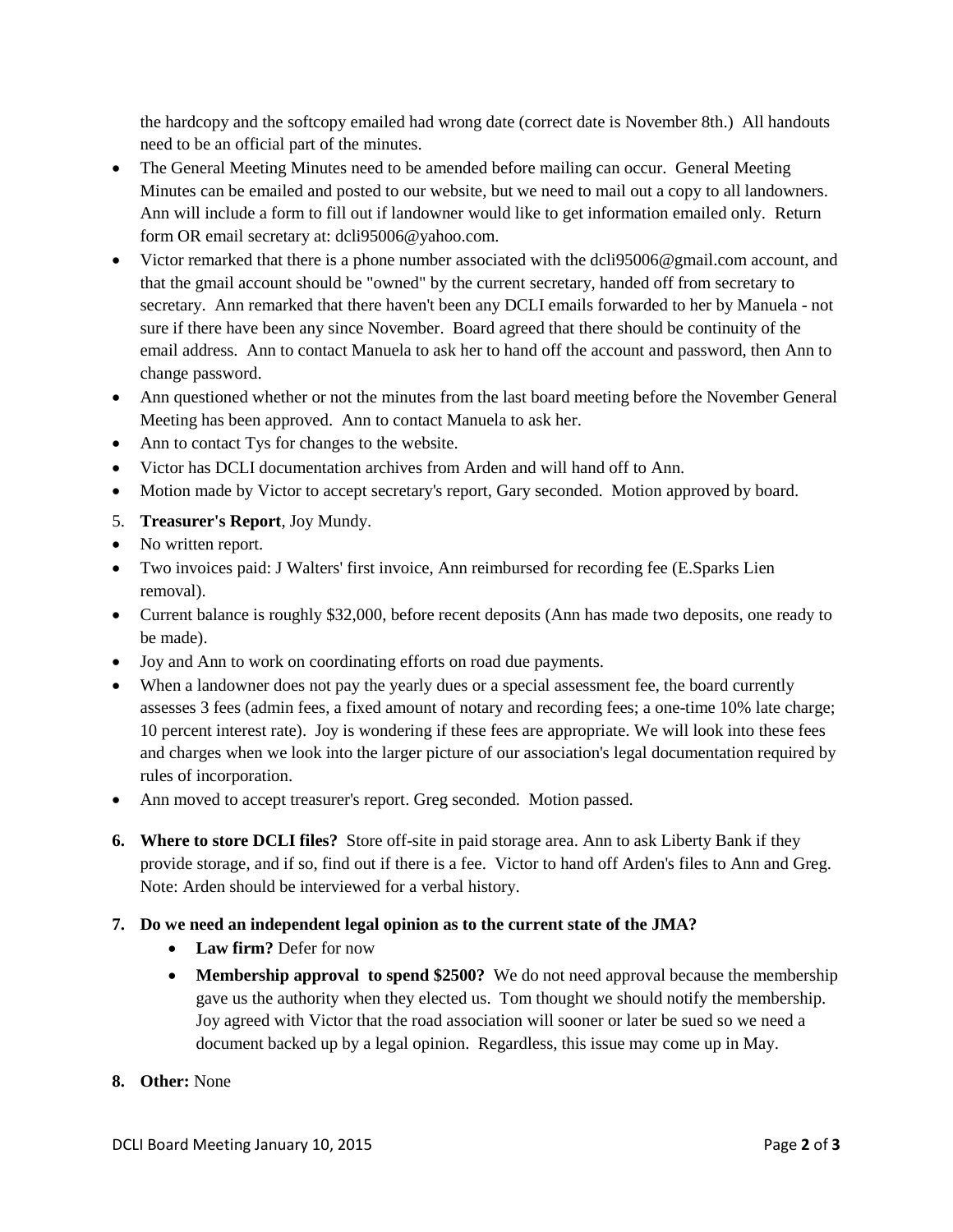the hardcopy and the softcopy emailed had wrong date (correct date is November 8th.) All handouts need to be an official part of the minutes.

- The General Meeting Minutes need to be amended before mailing can occur. General Meeting Minutes can be emailed and posted to our website, but we need to mail out a copy to all landowners. Ann will include a form to fill out if landowner would like to get information emailed only. Return form OR email secretary at: dcli95006@yahoo.com.
- Victor remarked that there is a phone number associated with the dcli95006@gmail.com account, and that the gmail account should be "owned" by the current secretary, handed off from secretary to secretary. Ann remarked that there haven't been any DCLI emails forwarded to her by Manuela - not sure if there have been any since November. Board agreed that there should be continuity of the email address. Ann to contact Manuela to ask her to hand off the account and password, then Ann to change password.
- Ann questioned whether or not the minutes from the last board meeting before the November General Meeting has been approved. Ann to contact Manuela to ask her.
- Ann to contact Tys for changes to the website.
- Victor has DCLI documentation archives from Arden and will hand off to Ann.
- Motion made by Victor to accept secretary's report, Gary seconded. Motion approved by board.

5. **Treasurer's Report**, Joy Mundy.

- No written report.
- Two invoices paid: J Walters' first invoice, Ann reimbursed for recording fee (E.Sparks Lien removal).
- Current balance is roughly $32,000, before recent deposits (Ann has made two deposits, one ready to be made).
- Joy and Ann to work on coordinating efforts on road due payments.
- When a landowner does not pay the yearly dues or a special assessment fee, the board currently assesses 3 fees (admin fees, a fixed amount of notary and recording fees; a one-time 10% late charge; 10 percent interest rate). Joy is wondering if these fees are appropriate. We will look into these fees and charges when we look into the larger picture of our association's legal documentation required by rules of incorporation.
- Ann moved to accept treasurer's report. Greg seconded. Motion passed.

6. **Where to store DCLI files?** Store off-site in paid storage area. Ann to ask Liberty Bank if they provide storage, and if so, find out if there is a fee. Victor to hand off Arden's files to Ann and Greg. Note: Arden should be interviewed for a verbal history.

7. **Do we need an independent legal opinion as to the current state of the JMA?**
   - **Law firm?** Defer for now
   - **Membership approval to spend $2500?** We do not need approval because the membership gave us the authority when they elected us. Tom thought we should notify the membership. Joy agreed with Victor that the road association will sooner or later be sued so we need a document backed up by a legal opinion. Regardless, this issue may come up in May.

8. **Other:** None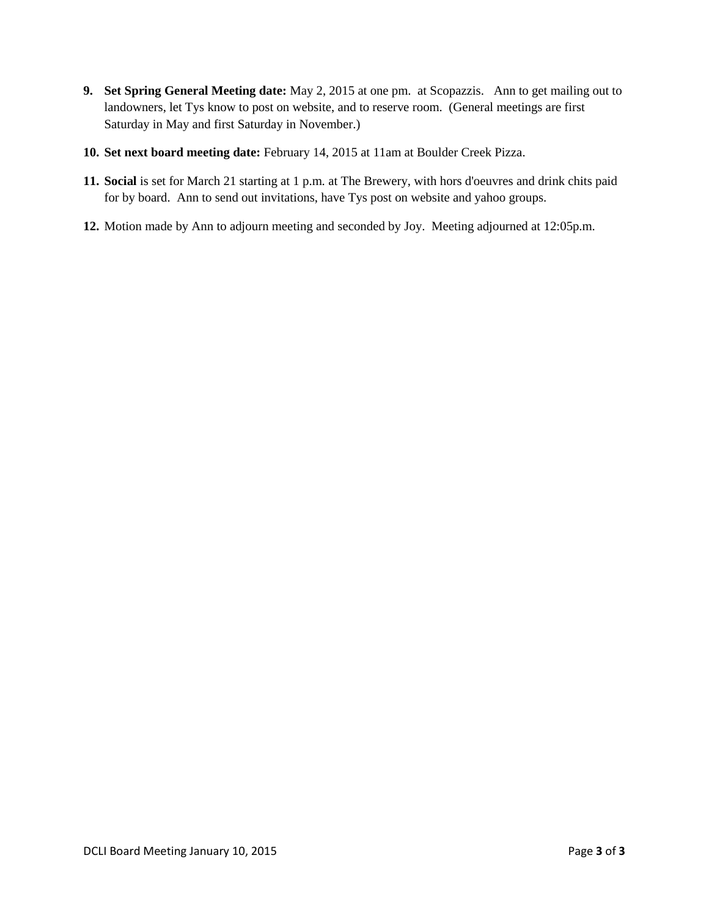9. **Set Spring General Meeting date:** May 2, 2015 at one pm. at Scopazzis. Ann to get mailing out to landowners, let Tys know to post on website, and to reserve room. (General meetings are first Saturday in May and first Saturday in November.)

10. **Set next board meeting date:** February 14, 2015 at 11am at Boulder Creek Pizza.

11. **Social** is set for March 21 starting at 1 p.m. at The Brewery, with hors d'oeuvres and drink chits paid for by board. Ann to send out invitations, have Tys post on website and yahoo groups.

12. Motion made by Ann to adjourn meeting and seconded by Joy. Meeting adjourned at 12:05p.m.